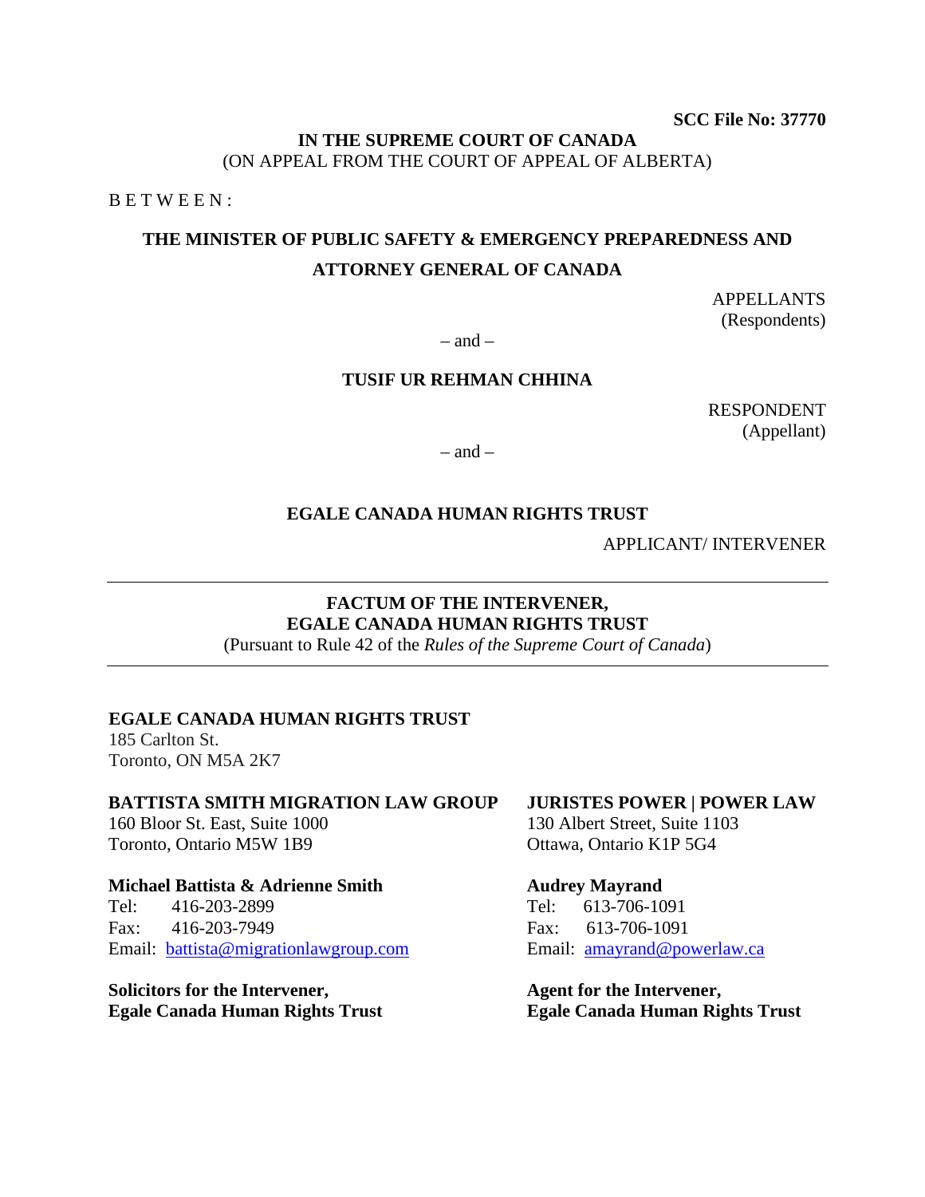**SCC File No: 37770**

**IN THE SUPREME COURT OF CANADA**
(ON APPEAL FROM THE COURT OF APPEAL OF ALBERTA)

B E T W E E N :

**THE MINISTER OF PUBLIC SAFETY & EMERGENCY PREPAREDNESS AND ATTORNEY GENERAL OF CANADA**

APPELLANTS
(Respondents)

– and –

**TUSIF UR REHMAN CHHINA**

RESPONDENT
(Appellant)

– and –

**EGALE CANADA HUMAN RIGHTS TRUST**

APPLICANT/ INTERVENER

---

**FACTUM OF THE INTERVENER,**
**EGALE CANADA HUMAN RIGHTS TRUST**
(Pursuant to Rule 42 of the *Rules of the Supreme Court of Canada*)

---

**EGALE CANADA HUMAN RIGHTS TRUST**
185 Carlton St.
Toronto, ON M5A 2K7

**BATTISTA SMITH MIGRATION LAW GROUP**
160 Bloor St. East, Suite 1000
Toronto, Ontario M5W 1B9

**Michael Battista & Adrienne Smith**
Tel: 416-203-2899
Fax: 416-203-7949
Email: battista@migrationlawgroup.com

**Solicitors for the Intervener,**
**Egale Canada Human Rights Trust**

**JURISTES POWER | POWER LAW**
130 Albert Street, Suite 1103
Ottawa, Ontario K1P 5G4

**Audrey Mayrand**
Tel: 613-706-1091
Fax: 613-706-1091
Email: amayrand@powerlaw.ca

**Agent for the Intervener,**
**Egale Canada Human Rights Trust**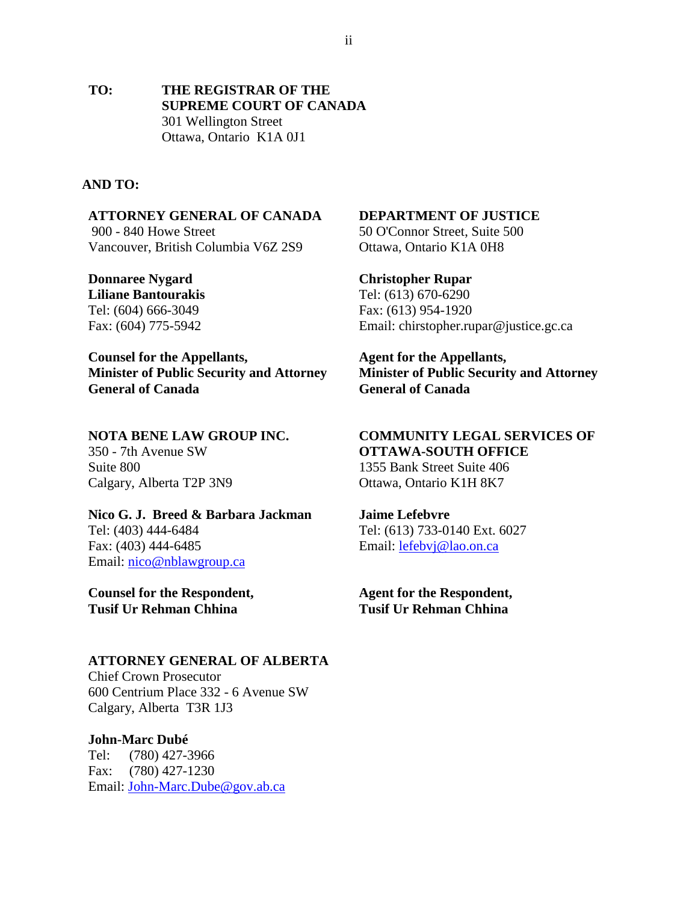**TO:** **THE REGISTRAR OF THE SUPREME COURT OF CANADA**
301 Wellington Street
Ottawa, Ontario K1A 0J1

**AND TO:**

**ATTORNEY GENERAL OF CANADA**
900 - 840 Howe Street
Vancouver, British Columbia V6Z 2S9

**Donnaree Nygard**
**Liliane Bantourakis**
Tel: (604) 666-3049
Fax: (604) 775-5942

**Counsel for the Appellants, Minister of Public Security and Attorney General of Canada**

**DEPARTMENT OF JUSTICE**
50 O'Connor Street, Suite 500
Ottawa, Ontario K1A 0H8

**Christopher Rupar**
Tel: (613) 670-6290
Fax: (613) 954-1920
Email: chirstopher.rupar@justice.gc.ca

**Agent for the Appellants, Minister of Public Security and Attorney General of Canada**

**NOTA BENE LAW GROUP INC.**
350 - 7th Avenue SW
Suite 800
Calgary, Alberta T2P 3N9

**Nico G. J. Breed & Barbara Jackman**
Tel: (403) 444-6484
Fax: (403) 444-6485
Email: nico@nblawgroup.ca

**Counsel for the Respondent, Tusif Ur Rehman Chhina**

**COMMUNITY LEGAL SERVICES OF OTTAWA-SOUTH OFFICE**
1355 Bank Street Suite 406
Ottawa, Ontario K1H 8K7

**Jaime Lefebvre**
Tel: (613) 733-0140 Ext. 6027
Email: lefebvj@lao.on.ca

**Agent for the Respondent, Tusif Ur Rehman Chhina**

**ATTORNEY GENERAL OF ALBERTA**
Chief Crown Prosecutor
600 Centrium Place 332 - 6 Avenue SW
Calgary, Alberta T3R 1J3

**John-Marc Dubé**
Tel: (780) 427-3966
Fax: (780) 427-1230
Email: John-Marc.Dube@gov.ab.ca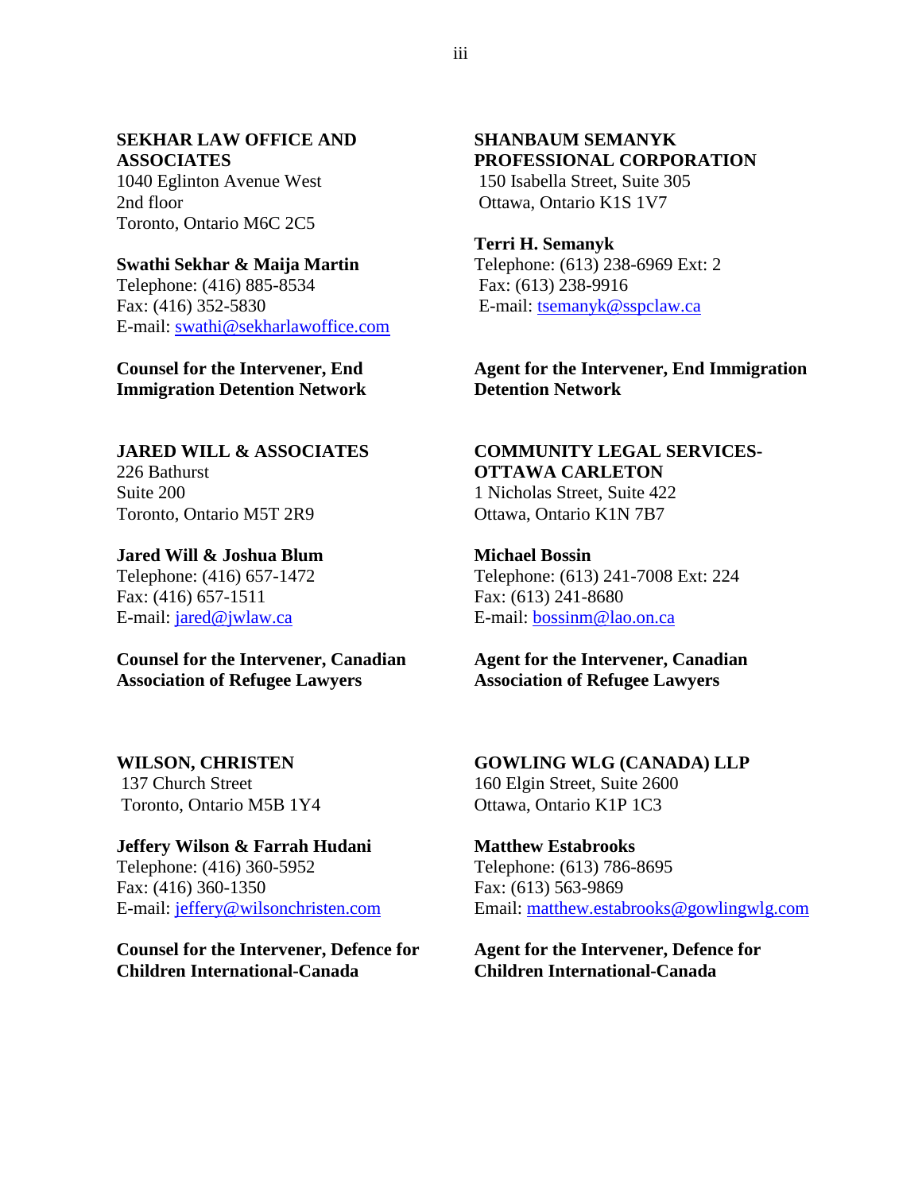**SEKHAR LAW OFFICE AND ASSOCIATES**
1040 Eglinton Avenue West
2nd floor
Toronto, Ontario M6C 2C5

**Swathi Sekhar & Maija Martin**
Telephone: (416) 885-8534
Fax: (416) 352-5830
E-mail: swathi@sekharlawoffice.com

**Counsel for the Intervener, End Immigration Detention Network**

**SHANBAUM SEMANYK PROFESSIONAL CORPORATION**
150 Isabella Street, Suite 305
Ottawa, Ontario K1S 1V7

**Terri H. Semanyk**
Telephone: (613) 238-6969 Ext: 2
Fax: (613) 238-9916
E-mail: tsemanyk@sspclaw.ca

**Agent for the Intervener, End Immigration Detention Network**

**JARED WILL & ASSOCIATES**
226 Bathurst
Suite 200
Toronto, Ontario M5T 2R9

**Jared Will & Joshua Blum**
Telephone: (416) 657-1472
Fax: (416) 657-1511
E-mail: jared@jwlaw.ca

**Counsel for the Intervener, Canadian Association of Refugee Lawyers**

**COMMUNITY LEGAL SERVICES-OTTAWA CARLETON**
1 Nicholas Street, Suite 422
Ottawa, Ontario K1N 7B7

**Michael Bossin**
Telephone: (613) 241-7008 Ext: 224
Fax: (613) 241-8680
E-mail: bossinm@lao.on.ca

**Agent for the Intervener, Canadian Association of Refugee Lawyers**

**WILSON, CHRISTEN**
137 Church Street
Toronto, Ontario M5B 1Y4

**Jeffery Wilson & Farrah Hudani**
Telephone: (416) 360-5952
Fax: (416) 360-1350
E-mail: jeffery@wilsonchristen.com

**Counsel for the Intervener, Defence for Children International-Canada**

**GOWLING WLG (CANADA) LLP**
160 Elgin Street, Suite 2600
Ottawa, Ontario K1P 1C3

**Matthew Estabrooks**
Telephone: (613) 786-8695
Fax: (613) 563-9869
Email: matthew.estabrooks@gowlingwlg.com

**Agent for the Intervener, Defence for Children International-Canada**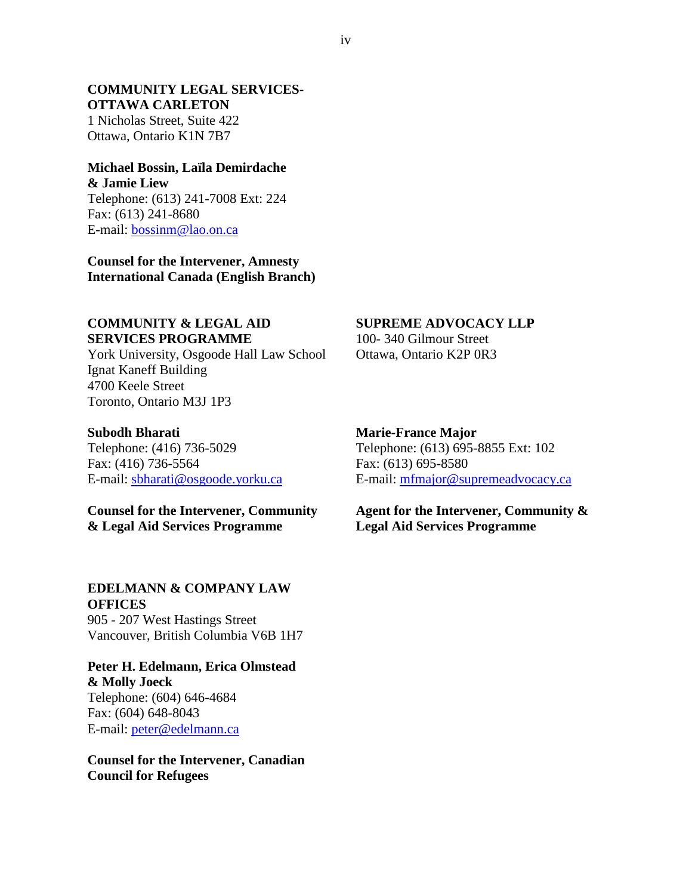**COMMUNITY LEGAL SERVICES-OTTAWA CARLETON**
1 Nicholas Street, Suite 422
Ottawa, Ontario K1N 7B7

**Michael Bossin, Laïla Demirdache & Jamie Liew**
Telephone: (613) 241-7008 Ext: 224
Fax: (613) 241-8680
E-mail: bossinm@lao.on.ca

**Counsel for the Intervener, Amnesty International Canada (English Branch)**

**COMMUNITY & LEGAL AID SERVICES PROGRAMME**
York University, Osgoode Hall Law School
Ignat Kaneff Building
4700 Keele Street
Toronto, Ontario M3J 1P3

**Subodh Bharati**
Telephone: (416) 736-5029
Fax: (416) 736-5564
E-mail: sbharati@osgoode.yorku.ca

**Counsel for the Intervener, Community & Legal Aid Services Programme**

**SUPREME ADVOCACY LLP**
100- 340 Gilmour Street
Ottawa, Ontario K2P 0R3

**Marie-France Major**
Telephone: (613) 695-8855 Ext: 102
Fax: (613) 695-8580
E-mail: mfmajor@supremeadvocacy.ca

**Agent for the Intervener, Community & Legal Aid Services Programme**

**EDELMANN & COMPANY LAW OFFICES**
905 - 207 West Hastings Street
Vancouver, British Columbia V6B 1H7

**Peter H. Edelmann, Erica Olmstead & Molly Joeck**
Telephone: (604) 646-4684
Fax: (604) 648-8043
E-mail: peter@edelmann.ca

**Counsel for the Intervener, Canadian Council for Refugees**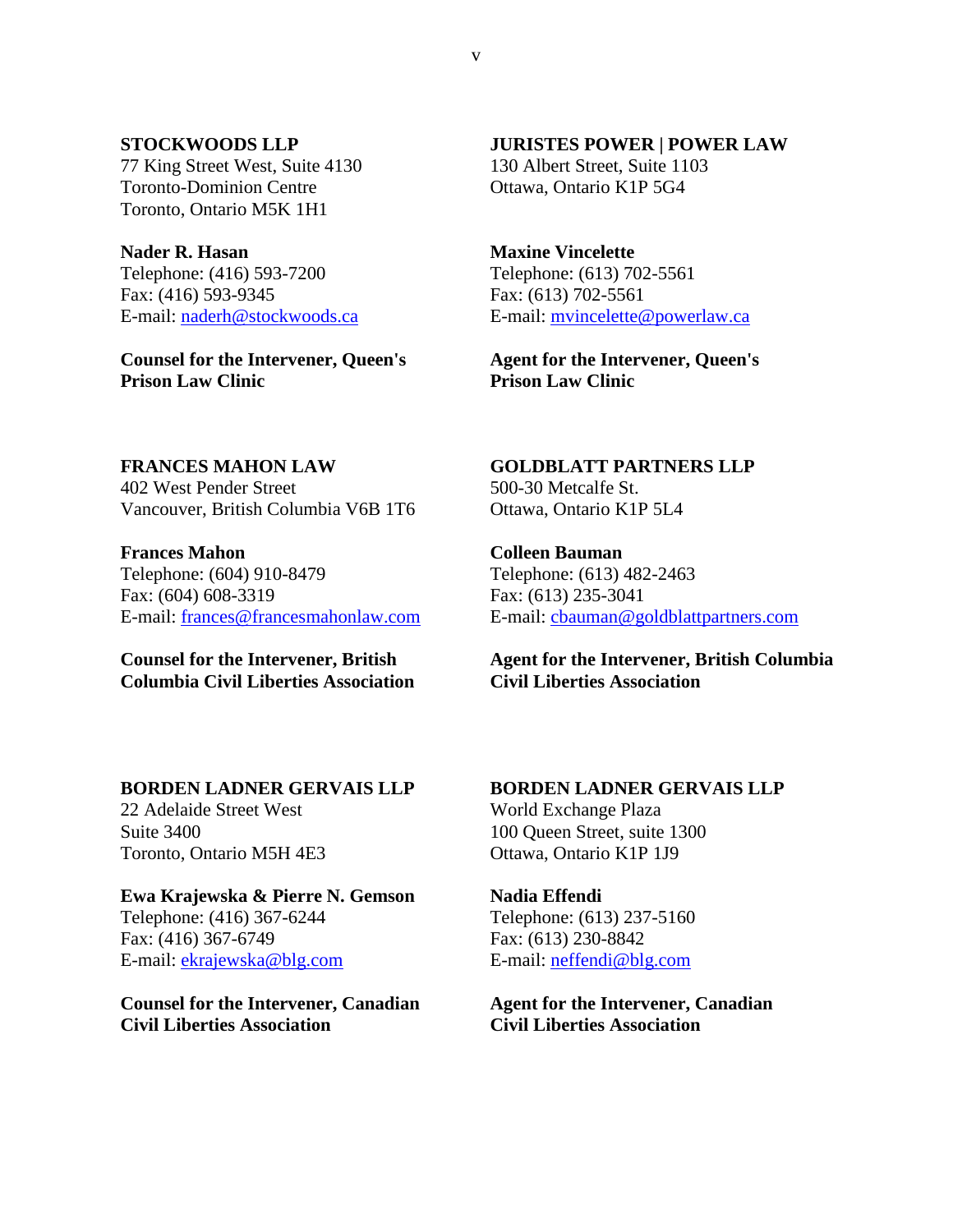**STOCKWOODS LLP**
77 King Street West, Suite 4130
Toronto-Dominion Centre
Toronto, Ontario M5K 1H1

**Nader R. Hasan**
Telephone: (416) 593-7200
Fax: (416) 593-9345
E-mail: naderh@stockwoods.ca

**Counsel for the Intervener, Queen's Prison Law Clinic**

**JURISTES POWER | POWER LAW**
130 Albert Street, Suite 1103
Ottawa, Ontario K1P 5G4

**Maxine Vincelette**
Telephone: (613) 702-5561
Fax: (613) 702-5561
E-mail: mvincelette@powerlaw.ca

**Agent for the Intervener, Queen's Prison Law Clinic**

**FRANCES MAHON LAW**
402 West Pender Street
Vancouver, British Columbia V6B 1T6

**Frances Mahon**
Telephone: (604) 910-8479
Fax: (604) 608-3319
E-mail: frances@francesmahonlaw.com

**Counsel for the Intervener, British Columbia Civil Liberties Association**

**GOLDBLATT PARTNERS LLP**
500-30 Metcalfe St.
Ottawa, Ontario K1P 5L4

**Colleen Bauman**
Telephone: (613) 482-2463
Fax: (613) 235-3041
E-mail: cbauman@goldblattpartners.com

**Agent for the Intervener, British Columbia Civil Liberties Association**

**BORDEN LADNER GERVAIS LLP**
22 Adelaide Street West
Suite 3400
Toronto, Ontario M5H 4E3

**Ewa Krajewska & Pierre N. Gemson**
Telephone: (416) 367-6244
Fax: (416) 367-6749
E-mail: ekrajewska@blg.com

**Counsel for the Intervener, Canadian Civil Liberties Association**

**BORDEN LADNER GERVAIS LLP**
World Exchange Plaza
100 Queen Street, suite 1300
Ottawa, Ontario K1P 1J9

**Nadia Effendi**
Telephone: (613) 237-5160
Fax: (613) 230-8842
E-mail: neffendi@blg.com

**Agent for the Intervener, Canadian Civil Liberties Association**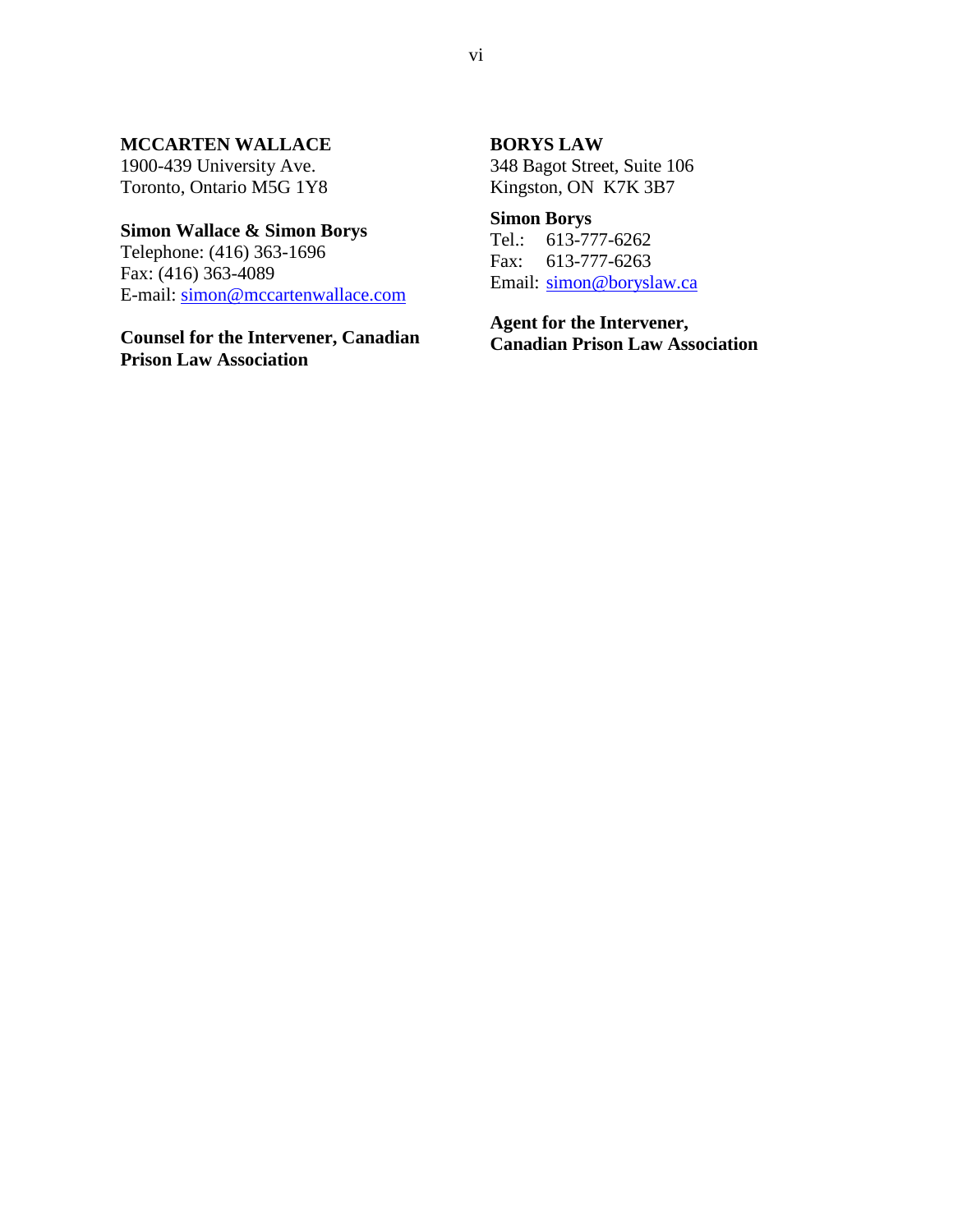**MCCARTEN WALLACE**
1900-439 University Ave.
Toronto, Ontario M5G 1Y8

**Simon Wallace & Simon Borys**
Telephone: (416) 363-1696
Fax: (416) 363-4089
E-mail: simon@mccartenwallace.com

**Counsel for the Intervener, Canadian Prison Law Association**

**BORYS LAW**
348 Bagot Street, Suite 106
Kingston, ON K7K 3B7

**Simon Borys**
Tel.: 613-777-6262
Fax: 613-777-6263
Email: simon@boryslaw.ca

**Agent for the Intervener, Canadian Prison Law Association**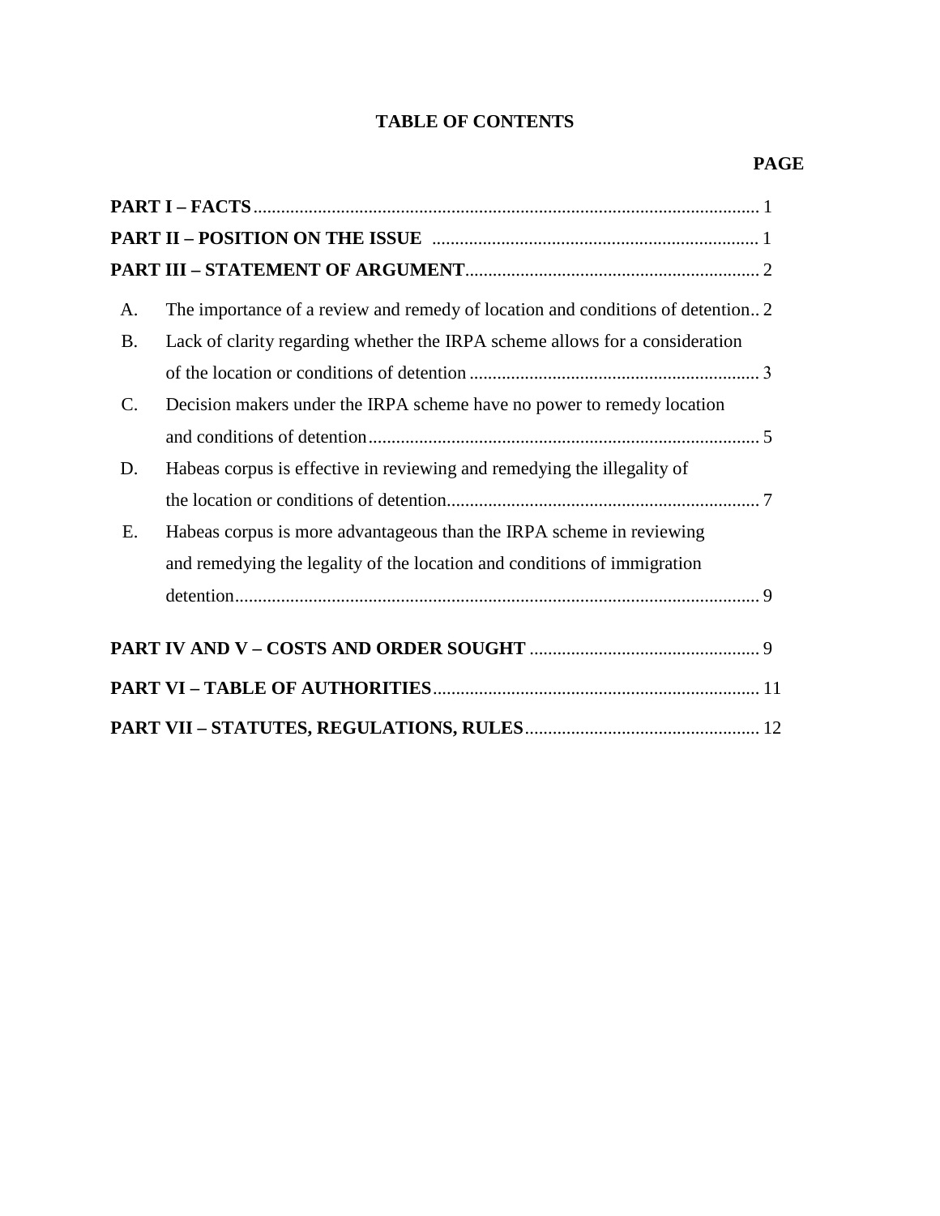# TABLE OF CONTENTS

| | PAGE |
|---|---|
| **PART I – FACTS** | 1 |
| **PART II – POSITION ON THE ISSUE** | 1 |
| **PART III – STATEMENT OF ARGUMENT** | 2 |
| A. The importance of a review and remedy of location and conditions of detention | 2 |
| B. Lack of clarity regarding whether the IRPA scheme allows for a consideration of the location or conditions of detention | 3 |
| C. Decision makers under the IRPA scheme have no power to remedy location and conditions of detention | 5 |
| D. Habeas corpus is effective in reviewing and remedying the illegality of the location or conditions of detention | 7 |
| E. Habeas corpus is more advantageous than the IRPA scheme in reviewing and remedying the legality of the location and conditions of immigration detention | 9 |
| **PART IV AND V – COSTS AND ORDER SOUGHT** | 9 |
| **PART VI – TABLE OF AUTHORITIES** | 11 |
| **PART VII – STATUTES, REGULATIONS, RULES** | 12 |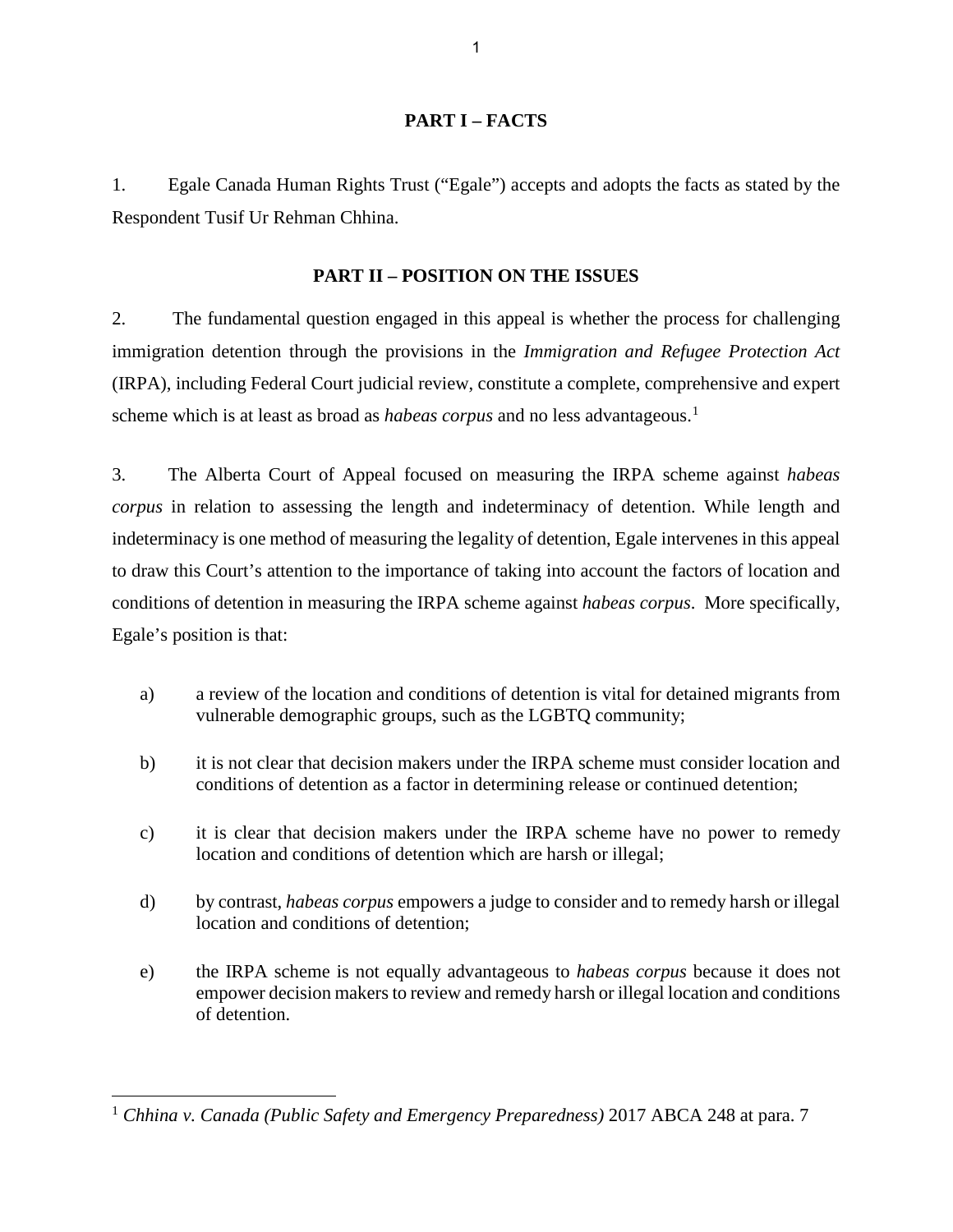## PART I – FACTS

1. Egale Canada Human Rights Trust ("Egale") accepts and adopts the facts as stated by the Respondent Tusif Ur Rehman Chhina.

## PART II – POSITION ON THE ISSUES

2. The fundamental question engaged in this appeal is whether the process for challenging immigration detention through the provisions in the *Immigration and Refugee Protection Act* (IRPA), including Federal Court judicial review, constitute a complete, comprehensive and expert scheme which is at least as broad as *habeas corpus* and no less advantageous.[1]

3. The Alberta Court of Appeal focused on measuring the IRPA scheme against *habeas corpus* in relation to assessing the length and indeterminacy of detention. While length and indeterminacy is one method of measuring the legality of detention, Egale intervenes in this appeal to draw this Court's attention to the importance of taking into account the factors of location and conditions of detention in measuring the IRPA scheme against *habeas corpus*. More specifically, Egale's position is that:

a) a review of the location and conditions of detention is vital for detained migrants from vulnerable demographic groups, such as the LGBTQ community;

b) it is not clear that decision makers under the IRPA scheme must consider location and conditions of detention as a factor in determining release or continued detention;

c) it is clear that decision makers under the IRPA scheme have no power to remedy location and conditions of detention which are harsh or illegal;

d) by contrast, *habeas corpus* empowers a judge to consider and to remedy harsh or illegal location and conditions of detention;

e) the IRPA scheme is not equally advantageous to *habeas corpus* because it does not empower decision makers to review and remedy harsh or illegal location and conditions of detention.

---

[1] *Chhina v. Canada (Public Safety and Emergency Preparedness)* 2017 ABCA 248 at para. 7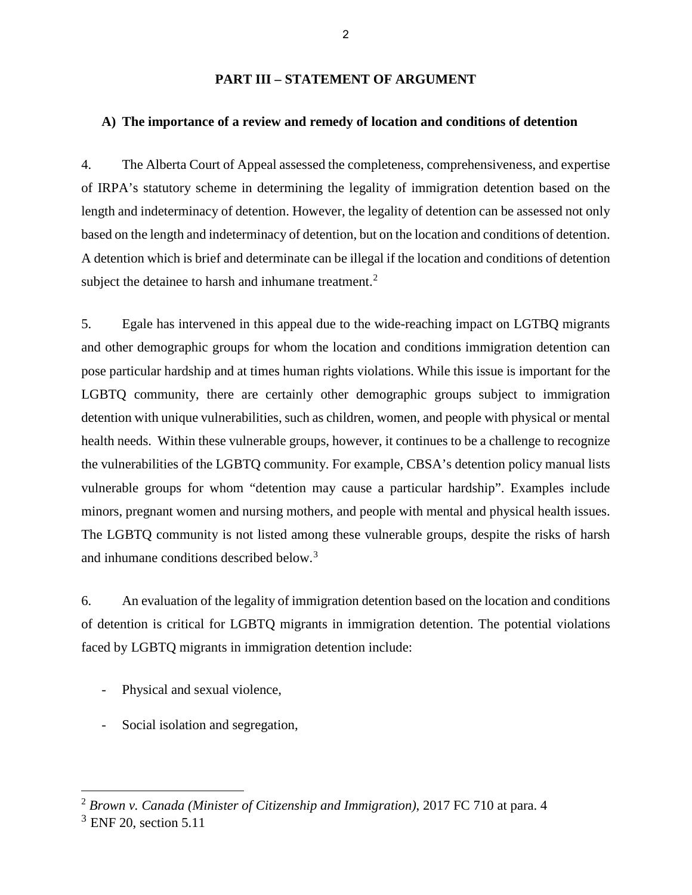## PART III – STATEMENT OF ARGUMENT

### A) The importance of a review and remedy of location and conditions of detention

4. The Alberta Court of Appeal assessed the completeness, comprehensiveness, and expertise of IRPA's statutory scheme in determining the legality of immigration detention based on the length and indeterminacy of detention. However, the legality of detention can be assessed not only based on the length and indeterminacy of detention, but on the location and conditions of detention. A detention which is brief and determinate can be illegal if the location and conditions of detention subject the detainee to harsh and inhumane treatment.[2]

5. Egale has intervened in this appeal due to the wide-reaching impact on LGTBQ migrants and other demographic groups for whom the location and conditions immigration detention can pose particular hardship and at times human rights violations. While this issue is important for the LGBTQ community, there are certainly other demographic groups subject to immigration detention with unique vulnerabilities, such as children, women, and people with physical or mental health needs. Within these vulnerable groups, however, it continues to be a challenge to recognize the vulnerabilities of the LGBTQ community. For example, CBSA's detention policy manual lists vulnerable groups for whom "detention may cause a particular hardship". Examples include minors, pregnant women and nursing mothers, and people with mental and physical health issues. The LGBTQ community is not listed among these vulnerable groups, despite the risks of harsh and inhumane conditions described below.[3]

6. An evaluation of the legality of immigration detention based on the location and conditions of detention is critical for LGBTQ migrants in immigration detention. The potential violations faced by LGBTQ migrants in immigration detention include:

- Physical and sexual violence,
- Social isolation and segregation,

---

[2] *Brown v. Canada (Minister of Citizenship and Immigration)*, 2017 FC 710 at para. 4

[3] ENF 20, section 5.11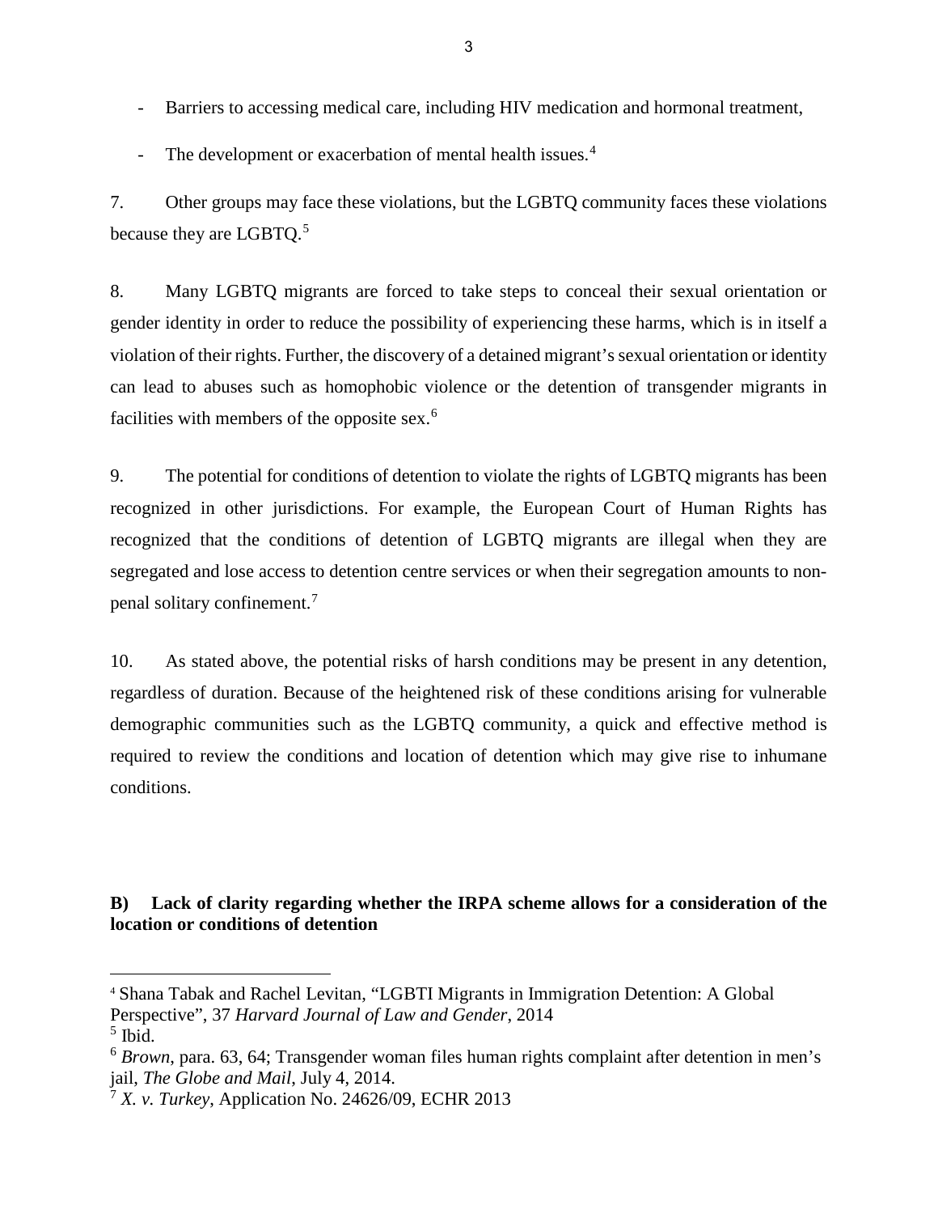- Barriers to accessing medical care, including HIV medication and hormonal treatment,
- The development or exacerbation of mental health issues.[4]

7. Other groups may face these violations, but the LGBTQ community faces these violations because they are LGBTQ.[5]

8. Many LGBTQ migrants are forced to take steps to conceal their sexual orientation or gender identity in order to reduce the possibility of experiencing these harms, which is in itself a violation of their rights. Further, the discovery of a detained migrant's sexual orientation or identity can lead to abuses such as homophobic violence or the detention of transgender migrants in facilities with members of the opposite sex.[6]

9. The potential for conditions of detention to violate the rights of LGBTQ migrants has been recognized in other jurisdictions. For example, the European Court of Human Rights has recognized that the conditions of detention of LGBTQ migrants are illegal when they are segregated and lose access to detention centre services or when their segregation amounts to non-penal solitary confinement.[7]

10. As stated above, the potential risks of harsh conditions may be present in any detention, regardless of duration. Because of the heightened risk of these conditions arising for vulnerable demographic communities such as the LGBTQ community, a quick and effective method is required to review the conditions and location of detention which may give rise to inhumane conditions.

**B) Lack of clarity regarding whether the IRPA scheme allows for a consideration of the location or conditions of detention**

---

[4] Shana Tabak and Rachel Levitan, "LGBTI Migrants in Immigration Detention: A Global Perspective", 37 *Harvard Journal of Law and Gender*, 2014

[5] Ibid.

[6] *Brown*, para. 63, 64; Transgender woman files human rights complaint after detention in men's jail, *The Globe and Mail*, July 4, 2014.

[7] *X. v. Turkey*, Application No. 24626/09, ECHR 2013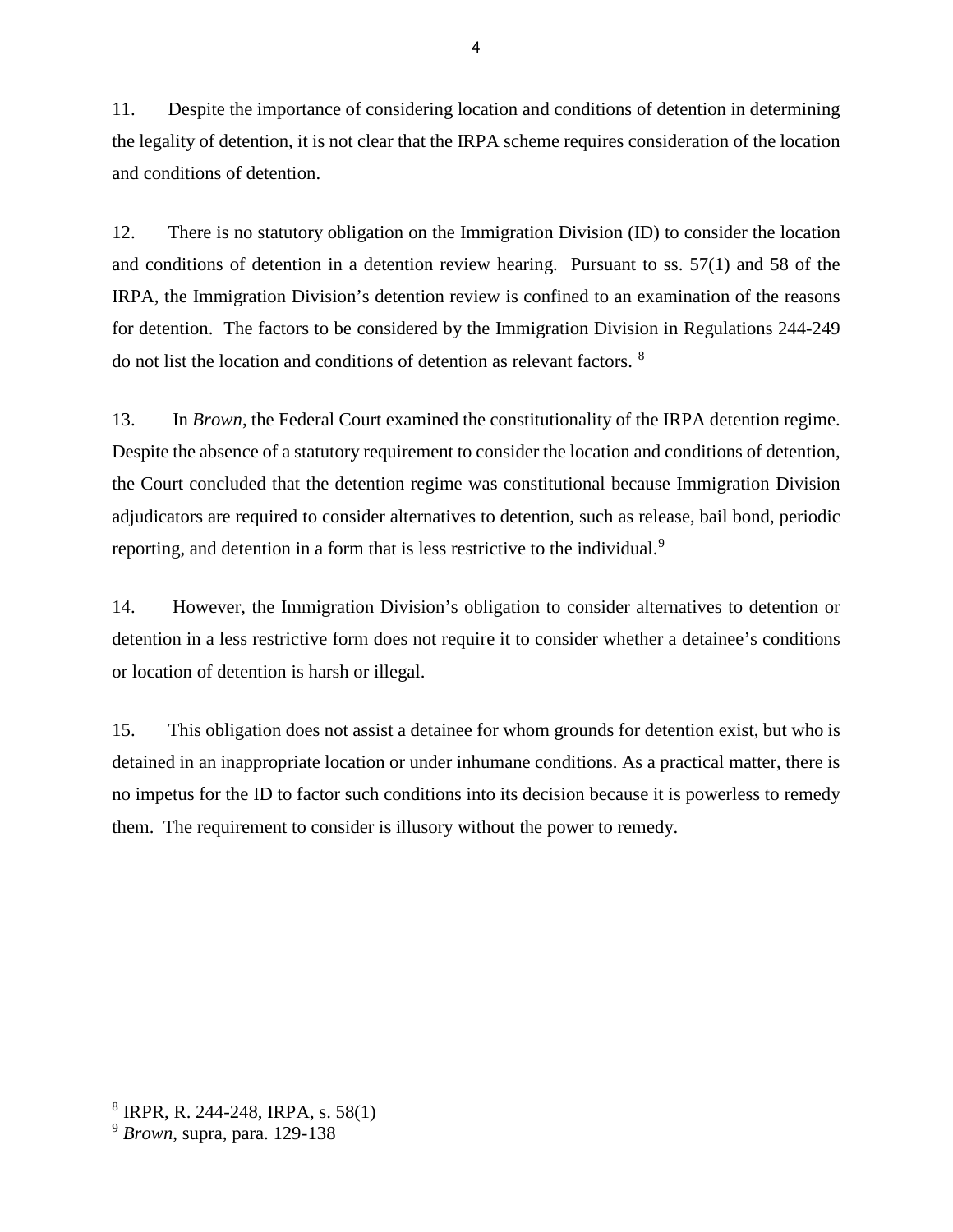11. Despite the importance of considering location and conditions of detention in determining the legality of detention, it is not clear that the IRPA scheme requires consideration of the location and conditions of detention.

12. There is no statutory obligation on the Immigration Division (ID) to consider the location and conditions of detention in a detention review hearing. Pursuant to ss. 57(1) and 58 of the IRPA, the Immigration Division's detention review is confined to an examination of the reasons for detention. The factors to be considered by the Immigration Division in Regulations 244-249 do not list the location and conditions of detention as relevant factors. [8]

13. In *Brown*, the Federal Court examined the constitutionality of the IRPA detention regime. Despite the absence of a statutory requirement to consider the location and conditions of detention, the Court concluded that the detention regime was constitutional because Immigration Division adjudicators are required to consider alternatives to detention, such as release, bail bond, periodic reporting, and detention in a form that is less restrictive to the individual.[9]

14. However, the Immigration Division's obligation to consider alternatives to detention or detention in a less restrictive form does not require it to consider whether a detainee's conditions or location of detention is harsh or illegal.

15. This obligation does not assist a detainee for whom grounds for detention exist, but who is detained in an inappropriate location or under inhumane conditions. As a practical matter, there is no impetus for the ID to factor such conditions into its decision because it is powerless to remedy them. The requirement to consider is illusory without the power to remedy.

---

[8] IRPR, R. 244-248, IRPA, s. 58(1)

[9] *Brown*, supra, para. 129-138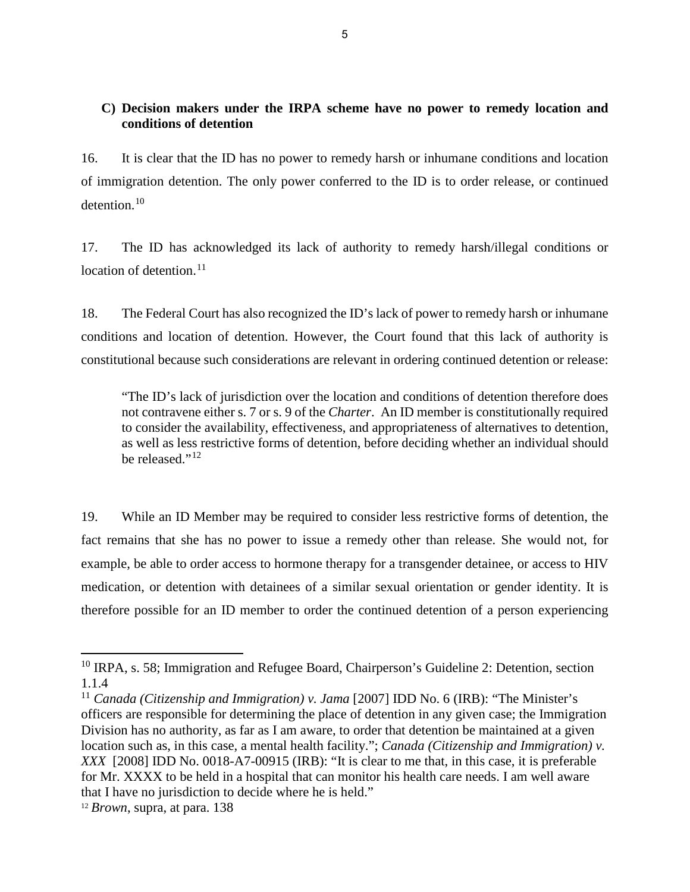### C) Decision makers under the IRPA scheme have no power to remedy location and conditions of detention

16. It is clear that the ID has no power to remedy harsh or inhumane conditions and location of immigration detention. The only power conferred to the ID is to order release, or continued detention.[10]

17. The ID has acknowledged its lack of authority to remedy harsh/illegal conditions or location of detention.[11]

18. The Federal Court has also recognized the ID's lack of power to remedy harsh or inhumane conditions and location of detention. However, the Court found that this lack of authority is constitutional because such considerations are relevant in ordering continued detention or release:

> "The ID's lack of jurisdiction over the location and conditions of detention therefore does not contravene either s. 7 or s. 9 of the *Charter*. An ID member is constitutionally required to consider the availability, effectiveness, and appropriateness of alternatives to detention, as well as less restrictive forms of detention, before deciding whether an individual should be released."[12]

19. While an ID Member may be required to consider less restrictive forms of detention, the fact remains that she has no power to issue a remedy other than release. She would not, for example, be able to order access to hormone therapy for a transgender detainee, or access to HIV medication, or detention with detainees of a similar sexual orientation or gender identity. It is therefore possible for an ID member to order the continued detention of a person experiencing

---

[10] IRPA, s. 58; Immigration and Refugee Board, Chairperson's Guideline 2: Detention, section 1.1.4

[11] *Canada (Citizenship and Immigration) v. Jama* [2007] IDD No. 6 (IRB): "The Minister's officers are responsible for determining the place of detention in any given case; the Immigration Division has no authority, as far as I am aware, to order that detention be maintained at a given location such as, in this case, a mental health facility."; *Canada (Citizenship and Immigration) v. XXX* [2008] IDD No. 0018-A7-00915 (IRB): "It is clear to me that, in this case, it is preferable for Mr. XXXX to be held in a hospital that can monitor his health care needs. I am well aware that I have no jurisdiction to decide where he is held."

[12] *Brown*, supra, at para. 138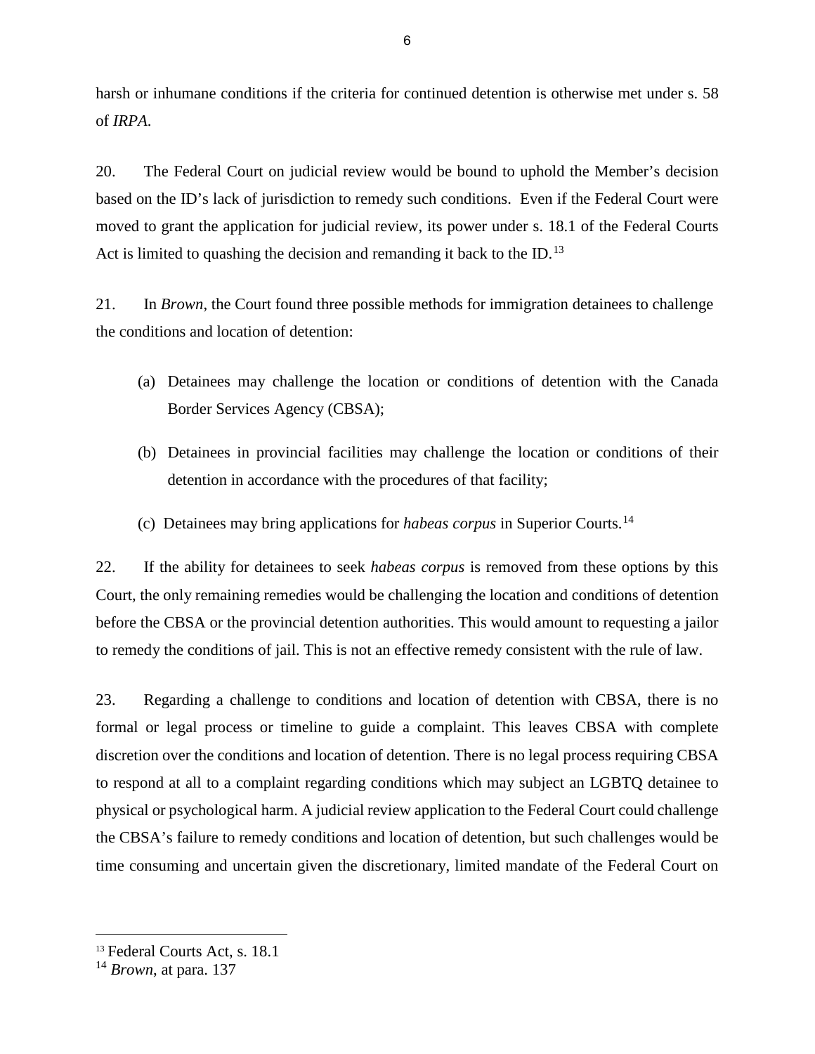harsh or inhumane conditions if the criteria for continued detention is otherwise met under s. 58 of *IRPA*.

20. The Federal Court on judicial review would be bound to uphold the Member's decision based on the ID's lack of jurisdiction to remedy such conditions. Even if the Federal Court were moved to grant the application for judicial review, its power under s. 18.1 of the Federal Courts Act is limited to quashing the decision and remanding it back to the ID.[13]

21. In *Brown*, the Court found three possible methods for immigration detainees to challenge the conditions and location of detention:

(a) Detainees may challenge the location or conditions of detention with the Canada Border Services Agency (CBSA);

(b) Detainees in provincial facilities may challenge the location or conditions of their detention in accordance with the procedures of that facility;

(c) Detainees may bring applications for *habeas corpus* in Superior Courts.[14]

22. If the ability for detainees to seek *habeas corpus* is removed from these options by this Court, the only remaining remedies would be challenging the location and conditions of detention before the CBSA or the provincial detention authorities. This would amount to requesting a jailor to remedy the conditions of jail. This is not an effective remedy consistent with the rule of law.

23. Regarding a challenge to conditions and location of detention with CBSA, there is no formal or legal process or timeline to guide a complaint. This leaves CBSA with complete discretion over the conditions and location of detention. There is no legal process requiring CBSA to respond at all to a complaint regarding conditions which may subject an LGBTQ detainee to physical or psychological harm. A judicial review application to the Federal Court could challenge the CBSA's failure to remedy conditions and location of detention, but such challenges would be time consuming and uncertain given the discretionary, limited mandate of the Federal Court on

---

[13] Federal Courts Act, s. 18.1

[14] *Brown*, at para. 137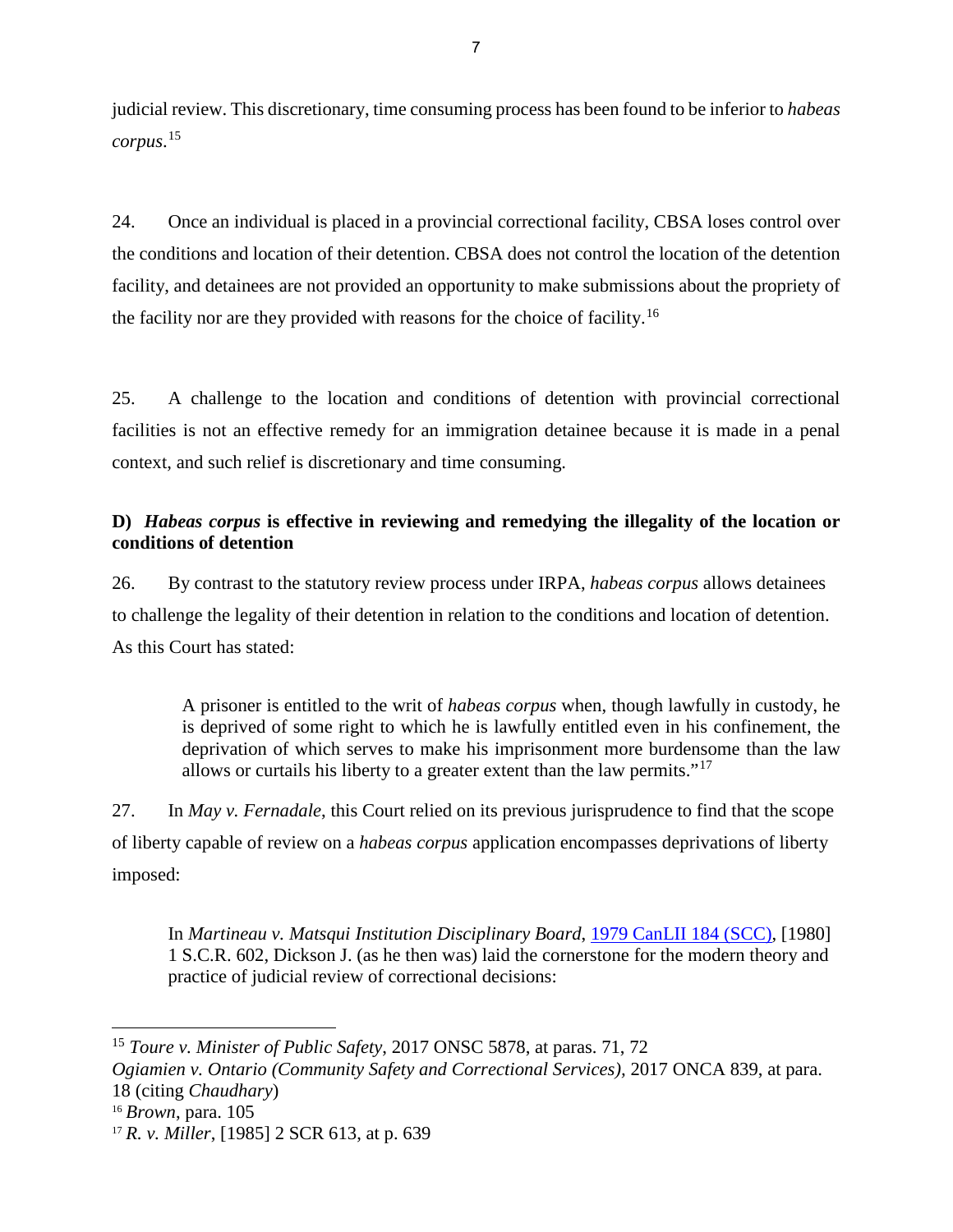judicial review. This discretionary, time consuming process has been found to be inferior to *habeas corpus*.[15]

24. Once an individual is placed in a provincial correctional facility, CBSA loses control over the conditions and location of their detention. CBSA does not control the location of the detention facility, and detainees are not provided an opportunity to make submissions about the propriety of the facility nor are they provided with reasons for the choice of facility.[16]

25. A challenge to the location and conditions of detention with provincial correctional facilities is not an effective remedy for an immigration detainee because it is made in a penal context, and such relief is discretionary and time consuming.

### D) *Habeas corpus* is effective in reviewing and remedying the illegality of the location or conditions of detention

26. By contrast to the statutory review process under IRPA, *habeas corpus* allows detainees to challenge the legality of their detention in relation to the conditions and location of detention. As this Court has stated:

> A prisoner is entitled to the writ of *habeas corpus* when, though lawfully in custody, he is deprived of some right to which he is lawfully entitled even in his confinement, the deprivation of which serves to make his imprisonment more burdensome than the law allows or curtails his liberty to a greater extent than the law permits."[17]

27. In *May v. Fernadale*, this Court relied on its previous jurisprudence to find that the scope of liberty capable of review on a *habeas corpus* application encompasses deprivations of liberty imposed:

> In *Martineau v. Matsqui Institution Disciplinary Board*, 1979 CanLII 184 (SCC), [1980] 1 S.C.R. 602, Dickson J. (as he then was) laid the cornerstone for the modern theory and practice of judicial review of correctional decisions:

---

[15] *Toure v. Minister of Public Safety*, 2017 ONSC 5878, at paras. 71, 72
*Ogiamien v. Ontario (Community Safety and Correctional Services)*, 2017 ONCA 839, at para. 18 (citing *Chaudhary*)

[16] *Brown*, para. 105

[17] *R. v. Miller*, [1985] 2 SCR 613, at p. 639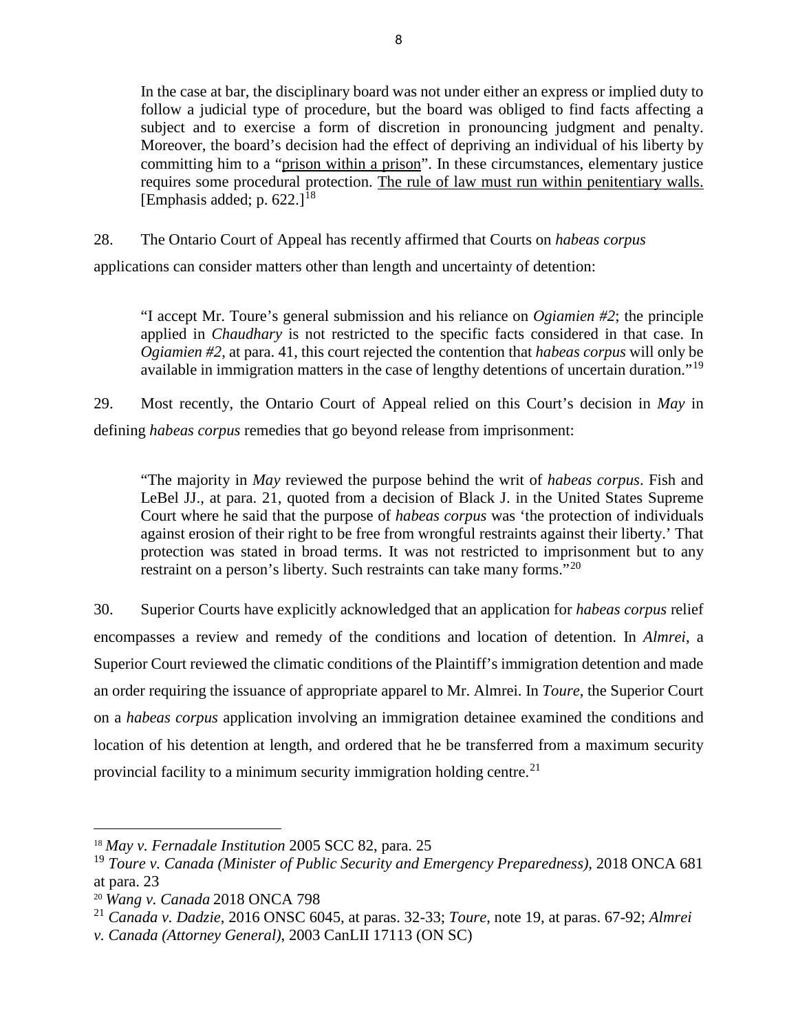> In the case at bar, the disciplinary board was not under either an express or implied duty to follow a judicial type of procedure, but the board was obliged to find facts affecting a subject and to exercise a form of discretion in pronouncing judgment and penalty. Moreover, the board's decision had the effect of depriving an individual of his liberty by committing him to a "<u>prison within a prison</u>". In these circumstances, elementary justice requires some procedural protection. <u>The rule of law must run within penitentiary walls.</u> [Emphasis added; p. 622.][18]

28. The Ontario Court of Appeal has recently affirmed that Courts on *habeas corpus* applications can consider matters other than length and uncertainty of detention:

> "I accept Mr. Toure's general submission and his reliance on *Ogiamien #2*; the principle applied in *Chaudhary* is not restricted to the specific facts considered in that case. In *Ogiamien #2*, at para. 41, this court rejected the contention that *habeas corpus* will only be available in immigration matters in the case of lengthy detentions of uncertain duration."[19]

29. Most recently, the Ontario Court of Appeal relied on this Court's decision in *May* in defining *habeas corpus* remedies that go beyond release from imprisonment:

> "The majority in *May* reviewed the purpose behind the writ of *habeas corpus*. Fish and LeBel JJ., at para. 21, quoted from a decision of Black J. in the United States Supreme Court where he said that the purpose of *habeas corpus* was 'the protection of individuals against erosion of their right to be free from wrongful restraints against their liberty.' That protection was stated in broad terms. It was not restricted to imprisonment but to any restraint on a person's liberty. Such restraints can take many forms."[20]

30. Superior Courts have explicitly acknowledged that an application for *habeas corpus* relief encompasses a review and remedy of the conditions and location of detention. In *Almrei*, a Superior Court reviewed the climatic conditions of the Plaintiff's immigration detention and made an order requiring the issuance of appropriate apparel to Mr. Almrei. In *Toure*, the Superior Court on a *habeas corpus* application involving an immigration detainee examined the conditions and location of his detention at length, and ordered that he be transferred from a maximum security provincial facility to a minimum security immigration holding centre.[21]

---

[18] *May v. Fernadale Institution* 2005 SCC 82, para. 25

[19] *Toure v. Canada (Minister of Public Security and Emergency Preparedness)*, 2018 ONCA 681 at para. 23

[20] *Wang v. Canada* 2018 ONCA 798

[21] *Canada v. Dadzie*, 2016 ONSC 6045, at paras. 32-33; *Toure*, note 19, at paras. 67-92; *Almrei v. Canada (Attorney General)*, 2003 CanLII 17113 (ON SC)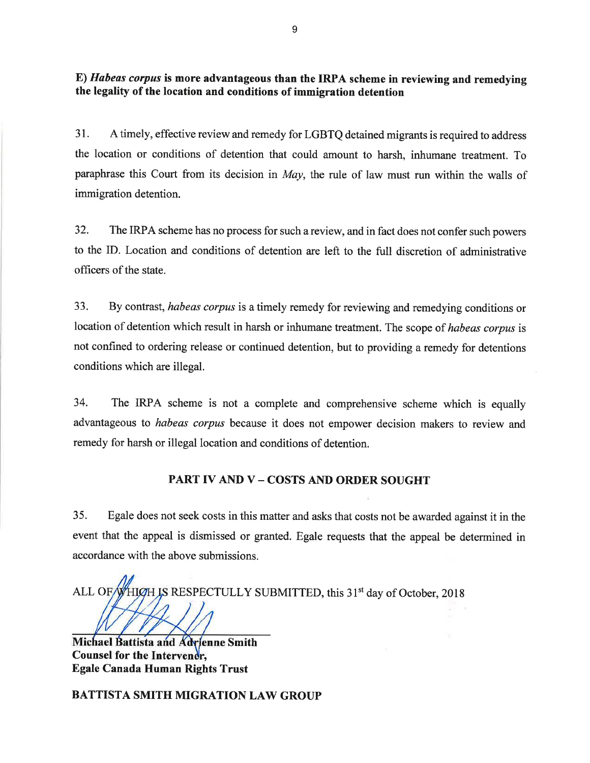### E) *Habeas corpus* is more advantageous than the IRPA scheme in reviewing and remedying the legality of the location and conditions of immigration detention

31. A timely, effective review and remedy for LGBTQ detained migrants is required to address the location or conditions of detention that could amount to harsh, inhumane treatment. To paraphrase this Court from its decision in *May*, the rule of law must run within the walls of immigration detention.

32. The IRPA scheme has no process for such a review, and in fact does not confer such powers to the ID. Location and conditions of detention are left to the full discretion of administrative officers of the state.

33. By contrast, *habeas corpus* is a timely remedy for reviewing and remedying conditions or location of detention which result in harsh or inhumane treatment. The scope of *habeas corpus* is not confined to ordering release or continued detention, but to providing a remedy for detentions conditions which are illegal.

34. The IRPA scheme is not a complete and comprehensive scheme which is equally advantageous to *habeas corpus* because it does not empower decision makers to review and remedy for harsh or illegal location and conditions of detention.

## PART IV AND V – COSTS AND ORDER SOUGHT

35. Egale does not seek costs in this matter and asks that costs not be awarded against it in the event that the appeal is dismissed or granted. Egale requests that the appeal be determined in accordance with the above submissions.

ALL OF WHICH IS RESPECTULLY SUBMITTED, this 31st day of October, 2018

**Michael Battista and Adrienne Smith**
**Counsel for the Intervener,**
**Egale Canada Human Rights Trust**

**BATTISTA SMITH MIGRATION LAW GROUP**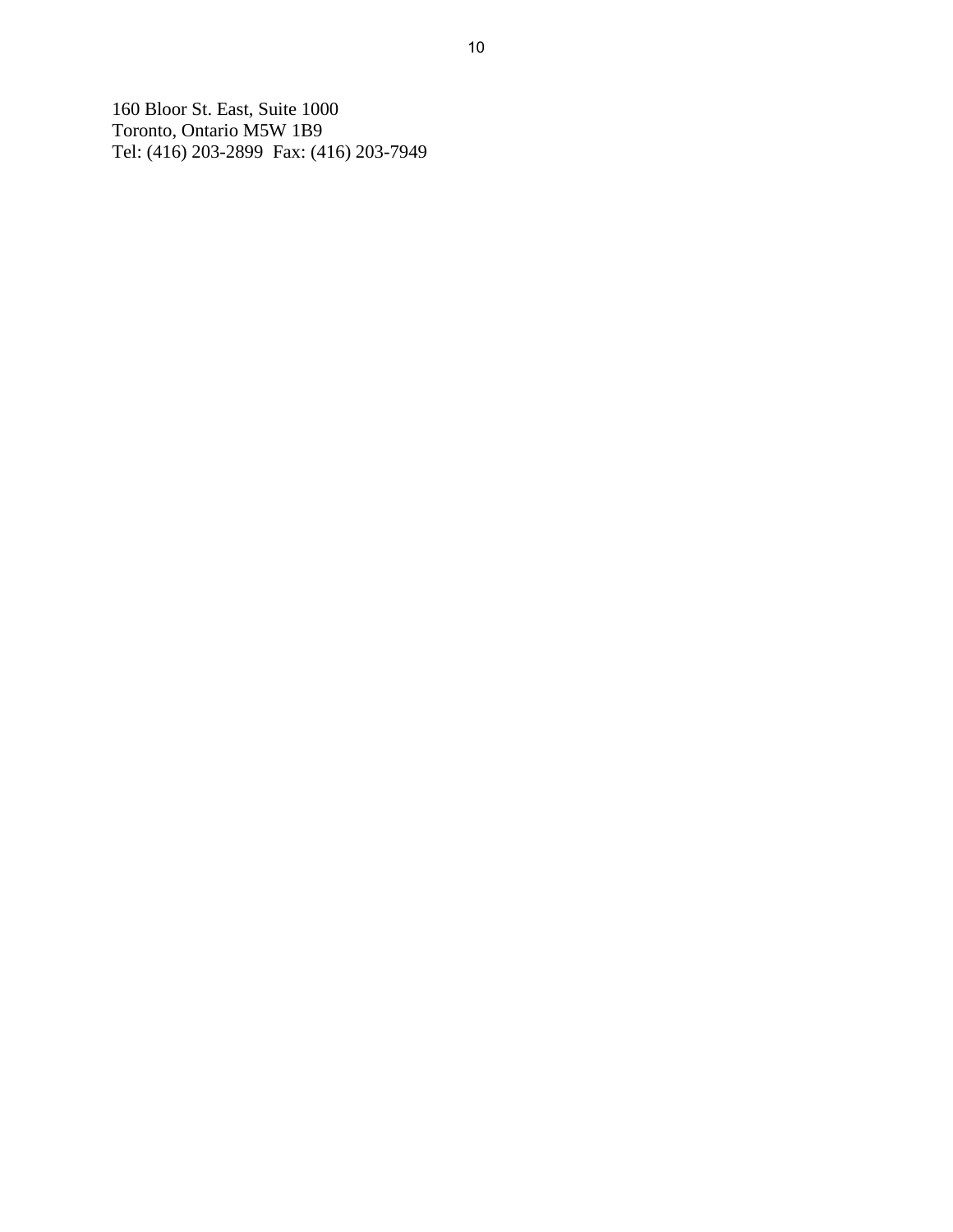160 Bloor St. East, Suite 1000
Toronto, Ontario M5W 1B9
Tel: (416) 203-2899  Fax: (416) 203-7949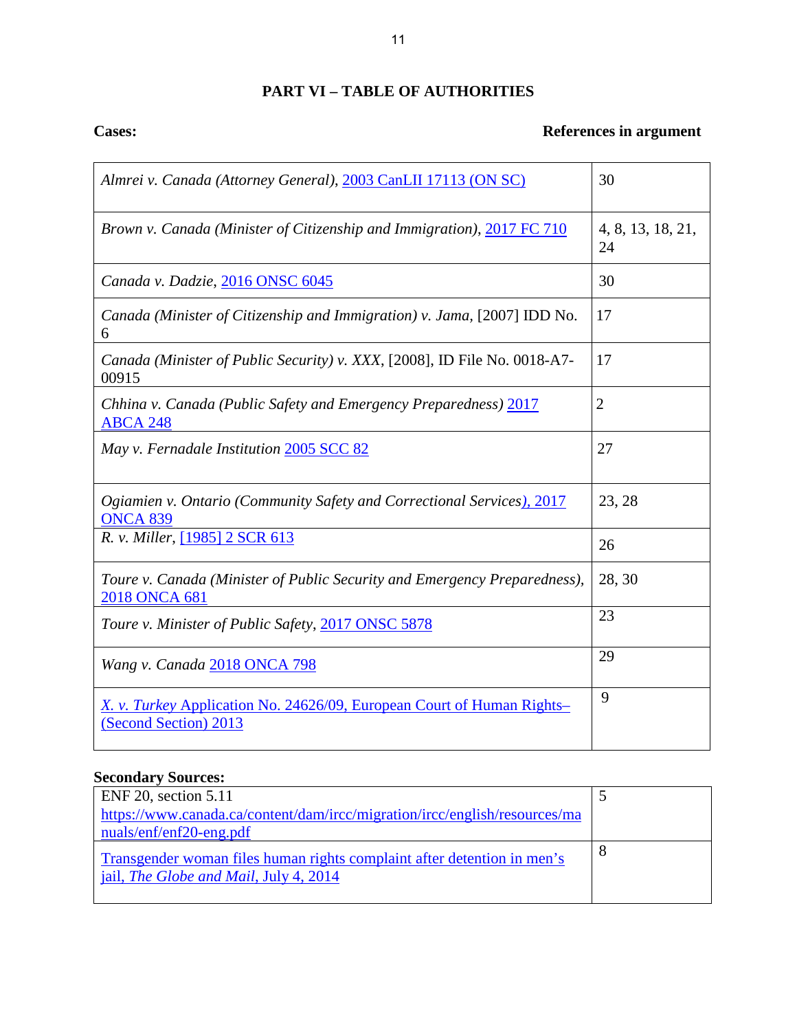## PART VI – TABLE OF AUTHORITIES

**Cases:** **References in argument**

| Case | References in argument |
|---|---|
| *Almrei v. Canada (Attorney General)*, 2003 CanLII 17113 (ON SC) | 30 |
| *Brown v. Canada (Minister of Citizenship and Immigration)*, 2017 FC 710 | 4, 8, 13, 18, 21, 24 |
| *Canada v. Dadzie*, 2016 ONSC 6045 | 30 |
| *Canada (Minister of Citizenship and Immigration) v. Jama*, [2007] IDD No. 6 | 17 |
| *Canada (Minister of Public Security) v. XXX*, [2008], ID File No. 0018-A7-00915 | 17 |
| *Chhina v. Canada (Public Safety and Emergency Preparedness)* 2017 ABCA 248 | 2 |
| *May v. Fernadale Institution* 2005 SCC 82 | 27 |
| *Ogiamien v. Ontario (Community Safety and Correctional Services)*, 2017 ONCA 839 | 23, 28 |
| *R. v. Miller*, [1985] 2 SCR 613 | 26 |
| *Toure v. Canada (Minister of Public Security and Emergency Preparedness)*, 2018 ONCA 681 | 28, 30 |
| *Toure v. Minister of Public Safety*, 2017 ONSC 5878 | 23 |
| *Wang v. Canada* 2018 ONCA 798 | 29 |
| *X. v. Turkey* Application No. 24626/09, European Court of Human Rights–(Second Section) 2013 | 9 |

**Secondary Sources:**

| Source | References in argument |
|---|---|
| ENF 20, section 5.11 https://www.canada.ca/content/dam/ircc/migration/ircc/english/resources/manuals/enf/enf20-eng.pdf | 5 |
| Transgender woman files human rights complaint after detention in men's jail, *The Globe and Mail*, July 4, 2014 | 8 |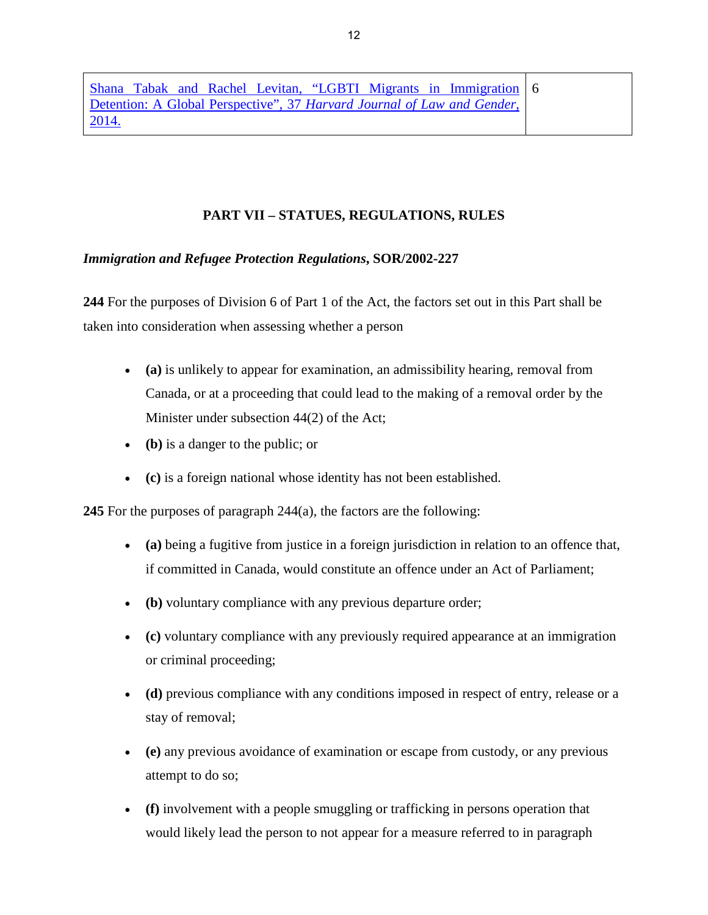| Shana Tabak and Rachel Levitan, "LGBTI Migrants in Immigration Detention: A Global Perspective", 37 *Harvard Journal of Law and Gender*, 2014. | 6 |
| --- | --- |

## PART VII – STATUES, REGULATIONS, RULES

***Immigration and Refugee Protection Regulations*, SOR/2002-227**

**244** For the purposes of Division 6 of Part 1 of the Act, the factors set out in this Part shall be taken into consideration when assessing whether a person

- **(a)** is unlikely to appear for examination, an admissibility hearing, removal from Canada, or at a proceeding that could lead to the making of a removal order by the Minister under subsection 44(2) of the Act;
- **(b)** is a danger to the public; or
- **(c)** is a foreign national whose identity has not been established.

**245** For the purposes of paragraph 244(a), the factors are the following:

- **(a)** being a fugitive from justice in a foreign jurisdiction in relation to an offence that, if committed in Canada, would constitute an offence under an Act of Parliament;
- **(b)** voluntary compliance with any previous departure order;
- **(c)** voluntary compliance with any previously required appearance at an immigration or criminal proceeding;
- **(d)** previous compliance with any conditions imposed in respect of entry, release or a stay of removal;
- **(e)** any previous avoidance of examination or escape from custody, or any previous attempt to do so;
- **(f)** involvement with a people smuggling or trafficking in persons operation that would likely lead the person to not appear for a measure referred to in paragraph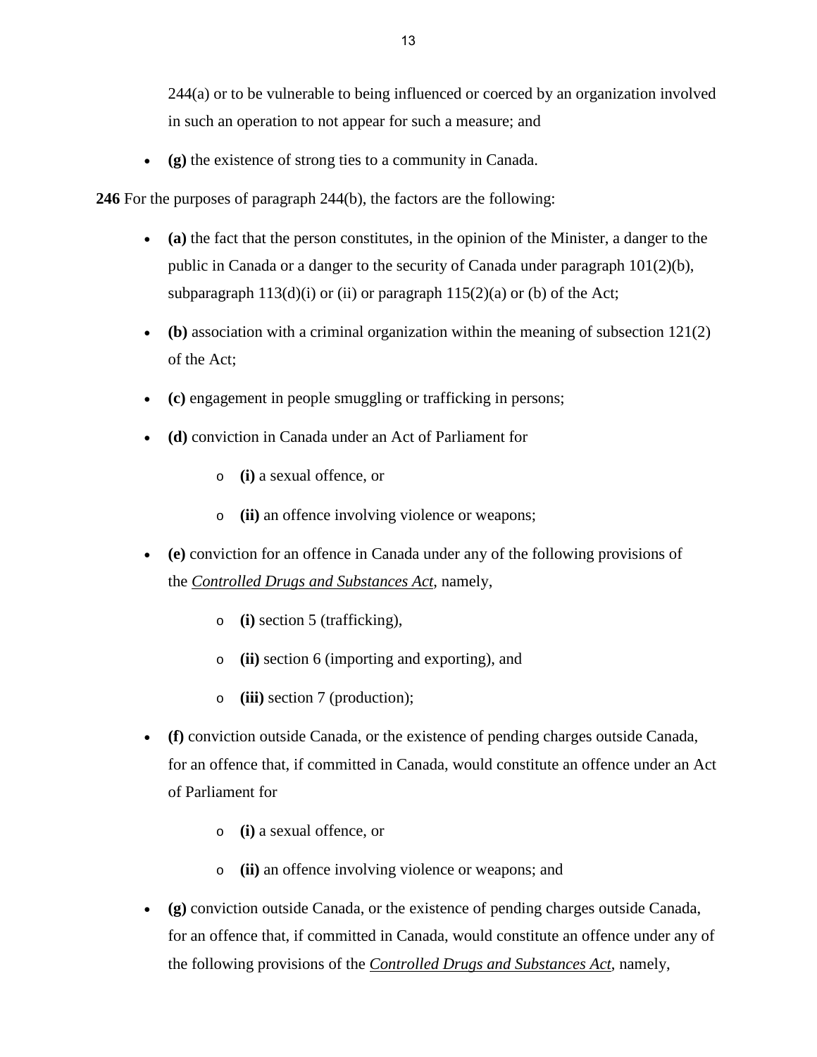244(a) or to be vulnerable to being influenced or coerced by an organization involved in such an operation to not appear for such a measure; and

- **(g)** the existence of strong ties to a community in Canada.

**246** For the purposes of paragraph 244(b), the factors are the following:

- **(a)** the fact that the person constitutes, in the opinion of the Minister, a danger to the public in Canada or a danger to the security of Canada under paragraph 101(2)(b), subparagraph 113(d)(i) or (ii) or paragraph 115(2)(a) or (b) of the Act;
- **(b)** association with a criminal organization within the meaning of subsection 121(2) of the Act;
- **(c)** engagement in people smuggling or trafficking in persons;
- **(d)** conviction in Canada under an Act of Parliament for
  - **(i)** a sexual offence, or
  - **(ii)** an offence involving violence or weapons;
- **(e)** conviction for an offence in Canada under any of the following provisions of the *Controlled Drugs and Substances Act*, namely,
  - **(i)** section 5 (trafficking),
  - **(ii)** section 6 (importing and exporting), and
  - **(iii)** section 7 (production);
- **(f)** conviction outside Canada, or the existence of pending charges outside Canada, for an offence that, if committed in Canada, would constitute an offence under an Act of Parliament for
  - **(i)** a sexual offence, or
  - **(ii)** an offence involving violence or weapons; and
- **(g)** conviction outside Canada, or the existence of pending charges outside Canada, for an offence that, if committed in Canada, would constitute an offence under any of the following provisions of the *Controlled Drugs and Substances Act*, namely,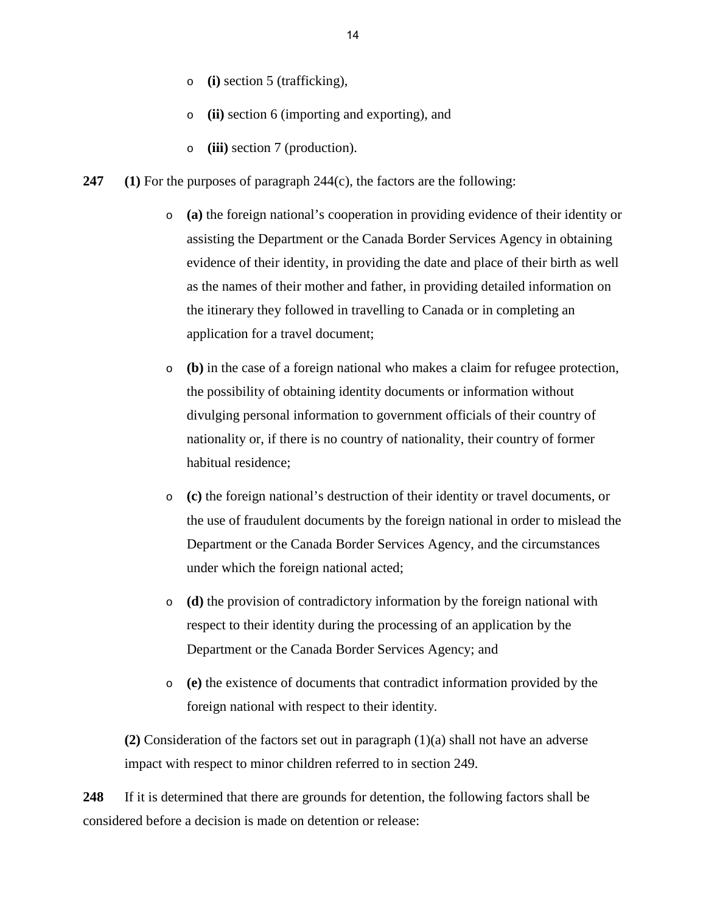- **(i)** section 5 (trafficking),
- **(ii)** section 6 (importing and exporting), and
- **(iii)** section 7 (production).

**247** **(1)** For the purposes of paragraph 244(c), the factors are the following:

- **(a)** the foreign national's cooperation in providing evidence of their identity or assisting the Department or the Canada Border Services Agency in obtaining evidence of their identity, in providing the date and place of their birth as well as the names of their mother and father, in providing detailed information on the itinerary they followed in travelling to Canada or in completing an application for a travel document;
- **(b)** in the case of a foreign national who makes a claim for refugee protection, the possibility of obtaining identity documents or information without divulging personal information to government officials of their country of nationality or, if there is no country of nationality, their country of former habitual residence;
- **(c)** the foreign national's destruction of their identity or travel documents, or the use of fraudulent documents by the foreign national in order to mislead the Department or the Canada Border Services Agency, and the circumstances under which the foreign national acted;
- **(d)** the provision of contradictory information by the foreign national with respect to their identity during the processing of an application by the Department or the Canada Border Services Agency; and
- **(e)** the existence of documents that contradict information provided by the foreign national with respect to their identity.

**(2)** Consideration of the factors set out in paragraph (1)(a) shall not have an adverse impact with respect to minor children referred to in section 249.

**248** If it is determined that there are grounds for detention, the following factors shall be considered before a decision is made on detention or release: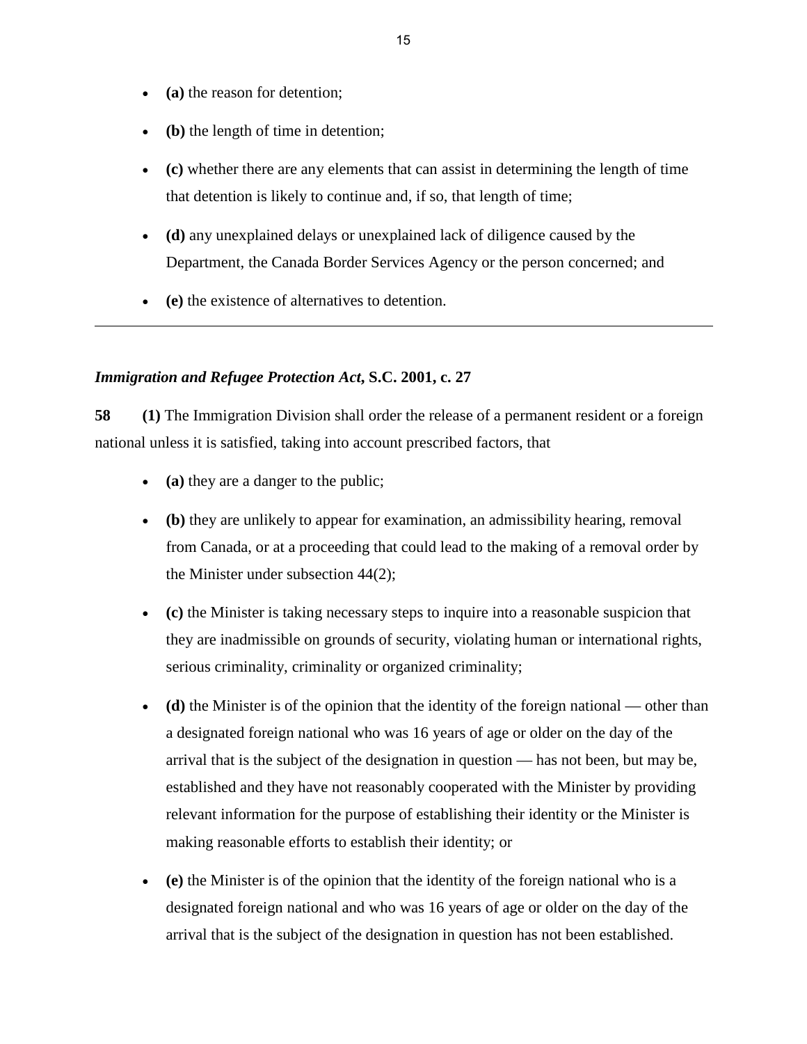- **(a)** the reason for detention;
- **(b)** the length of time in detention;
- **(c)** whether there are any elements that can assist in determining the length of time that detention is likely to continue and, if so, that length of time;
- **(d)** any unexplained delays or unexplained lack of diligence caused by the Department, the Canada Border Services Agency or the person concerned; and
- **(e)** the existence of alternatives to detention.

---

***Immigration and Refugee Protection Act*, S.C. 2001, c. 27**

**58** **(1)** The Immigration Division shall order the release of a permanent resident or a foreign national unless it is satisfied, taking into account prescribed factors, that

- **(a)** they are a danger to the public;
- **(b)** they are unlikely to appear for examination, an admissibility hearing, removal from Canada, or at a proceeding that could lead to the making of a removal order by the Minister under subsection 44(2);
- **(c)** the Minister is taking necessary steps to inquire into a reasonable suspicion that they are inadmissible on grounds of security, violating human or international rights, serious criminality, criminality or organized criminality;
- **(d)** the Minister is of the opinion that the identity of the foreign national — other than a designated foreign national who was 16 years of age or older on the day of the arrival that is the subject of the designation in question — has not been, but may be, established and they have not reasonably cooperated with the Minister by providing relevant information for the purpose of establishing their identity or the Minister is making reasonable efforts to establish their identity; or
- **(e)** the Minister is of the opinion that the identity of the foreign national who is a designated foreign national and who was 16 years of age or older on the day of the arrival that is the subject of the designation in question has not been established.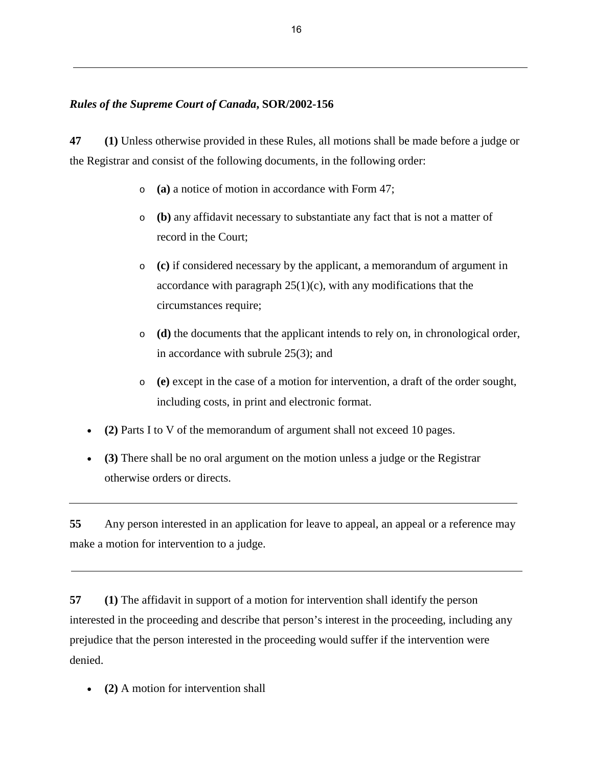***Rules of the Supreme Court of Canada*, SOR/2002-156**

**47** **(1)** Unless otherwise provided in these Rules, all motions shall be made before a judge or the Registrar and consist of the following documents, in the following order:

- **(a)** a notice of motion in accordance with Form 47;
- **(b)** any affidavit necessary to substantiate any fact that is not a matter of record in the Court;
- **(c)** if considered necessary by the applicant, a memorandum of argument in accordance with paragraph 25(1)(c), with any modifications that the circumstances require;
- **(d)** the documents that the applicant intends to rely on, in chronological order, in accordance with subrule 25(3); and
- **(e)** except in the case of a motion for intervention, a draft of the order sought, including costs, in print and electronic format.

- **(2)** Parts I to V of the memorandum of argument shall not exceed 10 pages.
- **(3)** There shall be no oral argument on the motion unless a judge or the Registrar otherwise orders or directs.

---

**55** Any person interested in an application for leave to appeal, an appeal or a reference may make a motion for intervention to a judge.

---

**57** **(1)** The affidavit in support of a motion for intervention shall identify the person interested in the proceeding and describe that person's interest in the proceeding, including any prejudice that the person interested in the proceeding would suffer if the intervention were denied.

- **(2)** A motion for intervention shall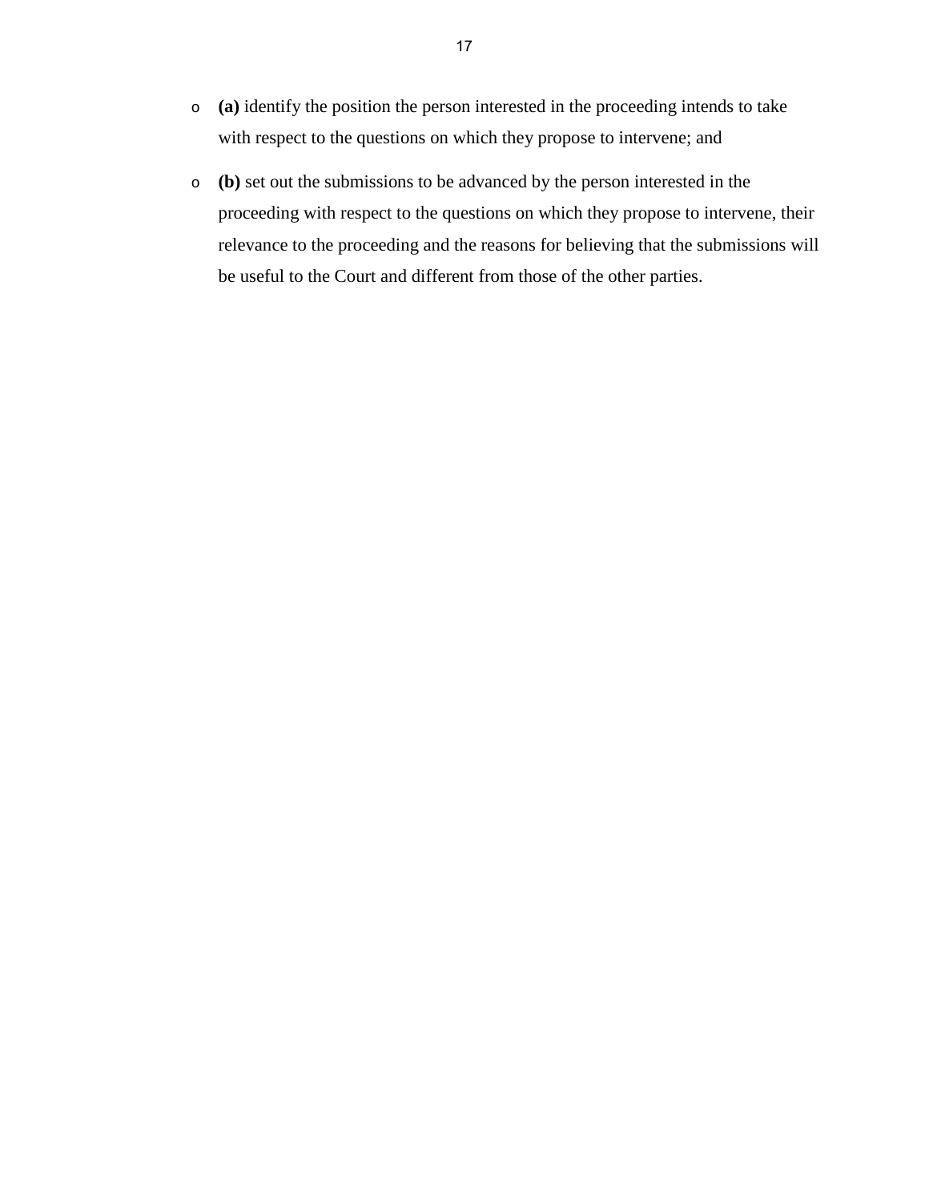- **(a)** identify the position the person interested in the proceeding intends to take with respect to the questions on which they propose to intervene; and
- **(b)** set out the submissions to be advanced by the person interested in the proceeding with respect to the questions on which they propose to intervene, their relevance to the proceeding and the reasons for believing that the submissions will be useful to the Court and different from those of the other parties.